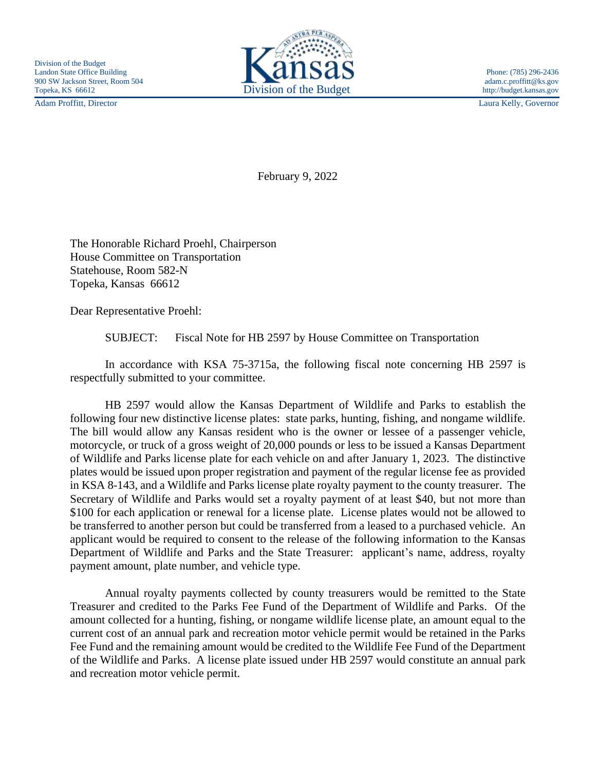Division of the Budget
Landon State Office Building
900 SW Jackson Street, Room 504
Topeka, KS 66612

Adam Proffitt, Director

Kansas
Division of the Budget

Phone: (785) 296-2436
adam.c.proffitt@ks.gov
http://budget.kansas.gov

Laura Kelly, Governor

February 9, 2022

The Honorable Richard Proehl, Chairperson
House Committee on Transportation
Statehouse, Room 582-N
Topeka, Kansas 66612

Dear Representative Proehl:

SUBJECT: Fiscal Note for HB 2597 by House Committee on Transportation

In accordance with KSA 75-3715a, the following fiscal note concerning HB 2597 is respectfully submitted to your committee.

HB 2597 would allow the Kansas Department of Wildlife and Parks to establish the following four new distinctive license plates: state parks, hunting, fishing, and nongame wildlife. The bill would allow any Kansas resident who is the owner or lessee of a passenger vehicle, motorcycle, or truck of a gross weight of 20,000 pounds or less to be issued a Kansas Department of Wildlife and Parks license plate for each vehicle on and after January 1, 2023. The distinctive plates would be issued upon proper registration and payment of the regular license fee as provided in KSA 8-143, and a Wildlife and Parks license plate royalty payment to the county treasurer. The Secretary of Wildlife and Parks would set a royalty payment of at least $40, but not more than $100 for each application or renewal for a license plate. License plates would not be allowed to be transferred to another person but could be transferred from a leased to a purchased vehicle. An applicant would be required to consent to the release of the following information to the Kansas Department of Wildlife and Parks and the State Treasurer: applicant's name, address, royalty payment amount, plate number, and vehicle type.

Annual royalty payments collected by county treasurers would be remitted to the State Treasurer and credited to the Parks Fee Fund of the Department of Wildlife and Parks. Of the amount collected for a hunting, fishing, or nongame wildlife license plate, an amount equal to the current cost of an annual park and recreation motor vehicle permit would be retained in the Parks Fee Fund and the remaining amount would be credited to the Wildlife Fee Fund of the Department of the Wildlife and Parks. A license plate issued under HB 2597 would constitute an annual park and recreation motor vehicle permit.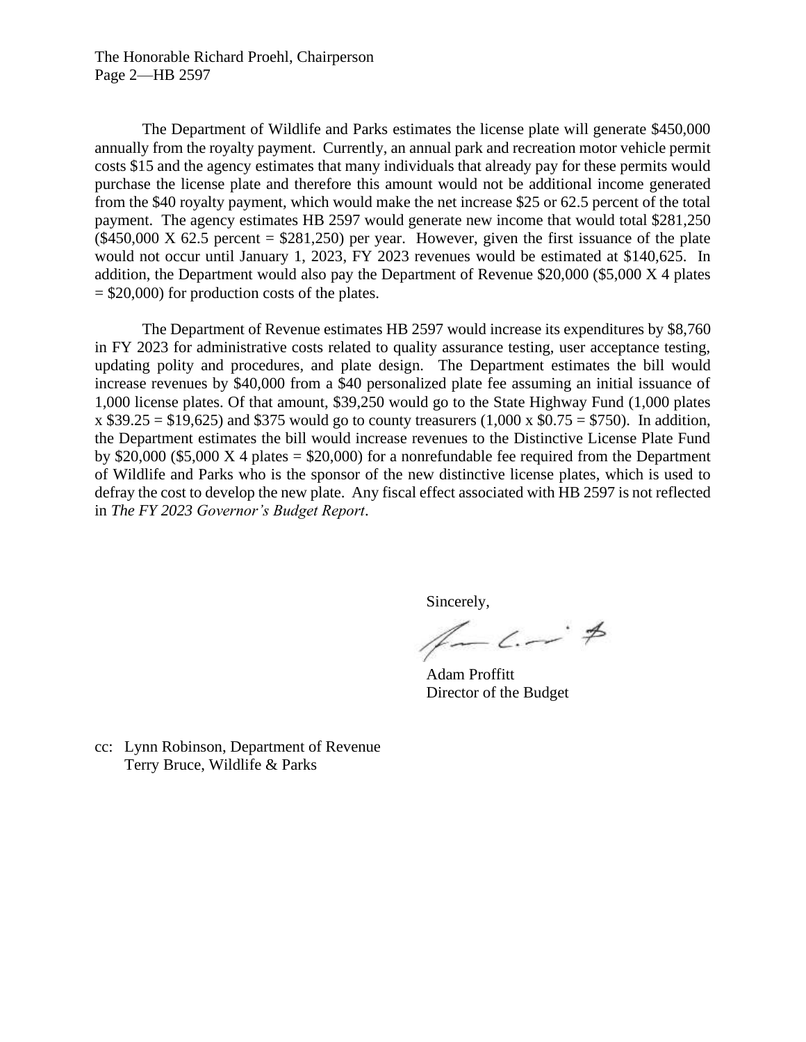The Department of Wildlife and Parks estimates the license plate will generate $450,000 annually from the royalty payment. Currently, an annual park and recreation motor vehicle permit costs $15 and the agency estimates that many individuals that already pay for these permits would purchase the license plate and therefore this amount would not be additional income generated from the $40 royalty payment, which would make the net increase $25 or 62.5 percent of the total payment. The agency estimates HB 2597 would generate new income that would total $281,250 ($450,000 X 62.5 percent = $281,250) per year. However, given the first issuance of the plate would not occur until January 1, 2023, FY 2023 revenues would be estimated at $140,625. In addition, the Department would also pay the Department of Revenue $20,000 ($5,000 X 4 plates = $20,000) for production costs of the plates.

The Department of Revenue estimates HB 2597 would increase its expenditures by $8,760 in FY 2023 for administrative costs related to quality assurance testing, user acceptance testing, updating polity and procedures, and plate design. The Department estimates the bill would increase revenues by $40,000 from a $40 personalized plate fee assuming an initial issuance of 1,000 license plates. Of that amount, $39,250 would go to the State Highway Fund (1,000 plates x $39.25 = $19,625) and $375 would go to county treasurers (1,000 x $0.75 = $750). In addition, the Department estimates the bill would increase revenues to the Distinctive License Plate Fund by $20,000 ($5,000 X 4 plates = $20,000) for a nonrefundable fee required from the Department of Wildlife and Parks who is the sponsor of the new distinctive license plates, which is used to defray the cost to develop the new plate. Any fiscal effect associated with HB 2597 is not reflected in *The FY 2023 Governor's Budget Report*.

Sincerely,

Adam Proffitt
Director of the Budget

cc: Lynn Robinson, Department of Revenue
Terry Bruce, Wildlife & Parks